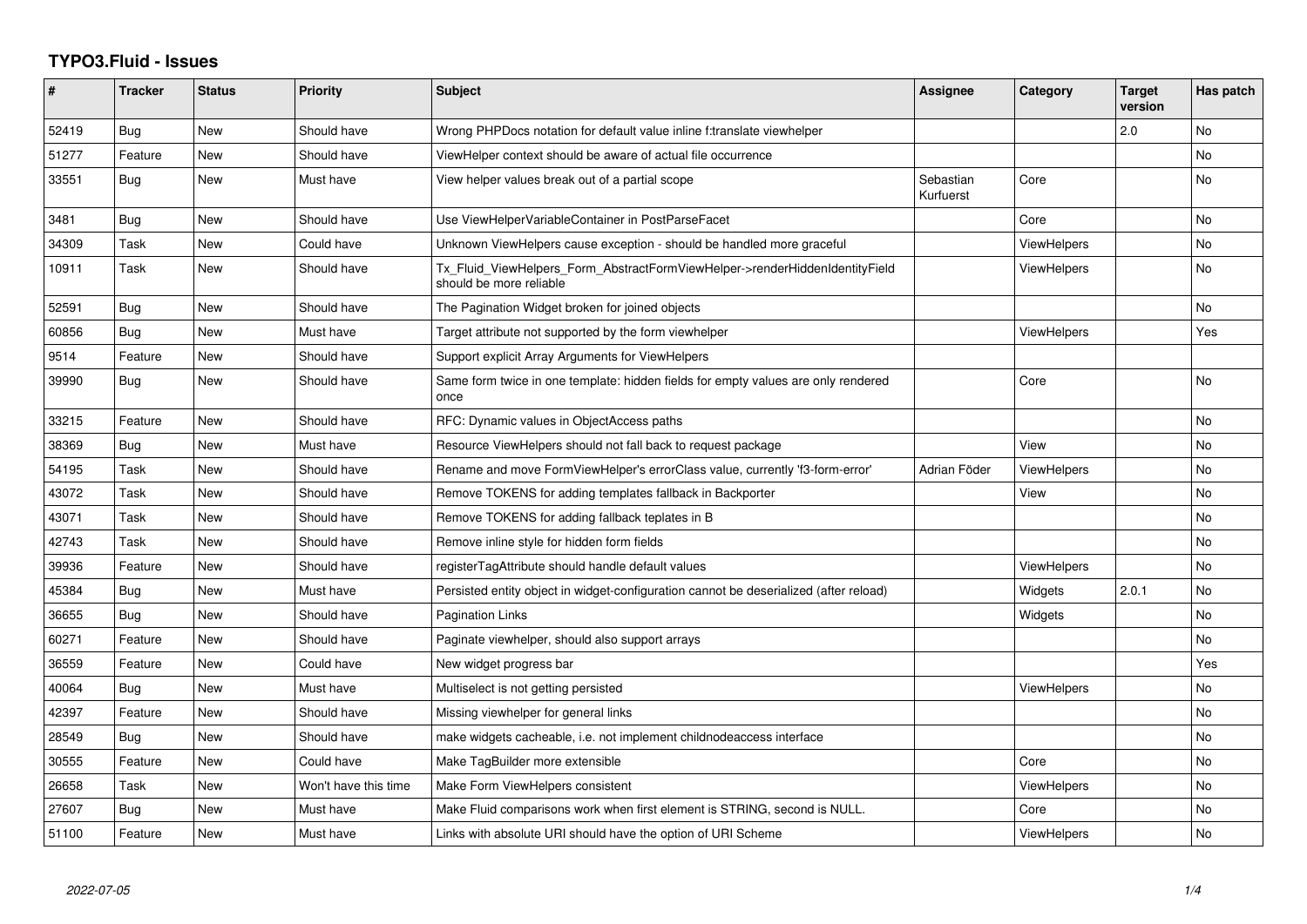# TYPO3.Fluid - Issues

| # | Tracker | Status | Priority | Subject | Assignee | Category | Target version | Has patch |
|---|---|---|---|---|---|---|---|---|
| 52419 | Bug | New | Should have | Wrong PHPDocs notation for default value inline f:translate viewhelper | | | 2.0 | No |
| 51277 | Feature | New | Should have | ViewHelper context should be aware of actual file occurrence | | | | No |
| 33551 | Bug | New | Must have | View helper values break out of a partial scope | Sebastian Kurfuerst | Core | | No |
| 3481 | Bug | New | Should have | Use ViewHelperVariableContainer in PostParseFacet | | Core | | No |
| 34309 | Task | New | Could have | Unknown ViewHelpers cause exception - should be handled more graceful | | ViewHelpers | | No |
| 10911 | Task | New | Should have | Tx_Fluid_ViewHelpers_Form_AbstractFormViewHelper->renderHiddenIdentityField should be more reliable | | ViewHelpers | | No |
| 52591 | Bug | New | Should have | The Pagination Widget broken for joined objects | | | | No |
| 60856 | Bug | New | Must have | Target attribute not supported by the form viewhelper | | ViewHelpers | | Yes |
| 9514 | Feature | New | Should have | Support explicit Array Arguments for ViewHelpers | | | | |
| 39990 | Bug | New | Should have | Same form twice in one template: hidden fields for empty values are only rendered once | | Core | | No |
| 33215 | Feature | New | Should have | RFC: Dynamic values in ObjectAccess paths | | | | No |
| 38369 | Bug | New | Must have | Resource ViewHelpers should not fall back to request package | | View | | No |
| 54195 | Task | New | Should have | Rename and move FormViewHelper's errorClass value, currently 'f3-form-error' | Adrian Föder | ViewHelpers | | No |
| 43072 | Task | New | Should have | Remove TOKENS for adding templates fallback in Backporter | | View | | No |
| 43071 | Task | New | Should have | Remove TOKENS for adding fallback teplates in B | | | | No |
| 42743 | Task | New | Should have | Remove inline style for hidden form fields | | | | No |
| 39936 | Feature | New | Should have | registerTagAttribute should handle default values | | ViewHelpers | | No |
| 45384 | Bug | New | Must have | Persisted entity object in widget-configuration cannot be deserialized (after reload) | | Widgets | 2.0.1 | No |
| 36655 | Bug | New | Should have | Pagination Links | | Widgets | | No |
| 60271 | Feature | New | Should have | Paginate viewhelper, should also support arrays | | | | No |
| 36559 | Feature | New | Could have | New widget progress bar | | | | Yes |
| 40064 | Bug | New | Must have | Multiselect is not getting persisted | | ViewHelpers | | No |
| 42397 | Feature | New | Should have | Missing viewhelper for general links | | | | No |
| 28549 | Bug | New | Should have | make widgets cacheable, i.e. not implement childnodeaccess interface | | | | No |
| 30555 | Feature | New | Could have | Make TagBuilder more extensible | | Core | | No |
| 26658 | Task | New | Won't have this time | Make Form ViewHelpers consistent | | ViewHelpers | | No |
| 27607 | Bug | New | Must have | Make Fluid comparisons work when first element is STRING, second is NULL. | | Core | | No |
| 51100 | Feature | New | Must have | Links with absolute URI should have the option of URI Scheme | | ViewHelpers | | No |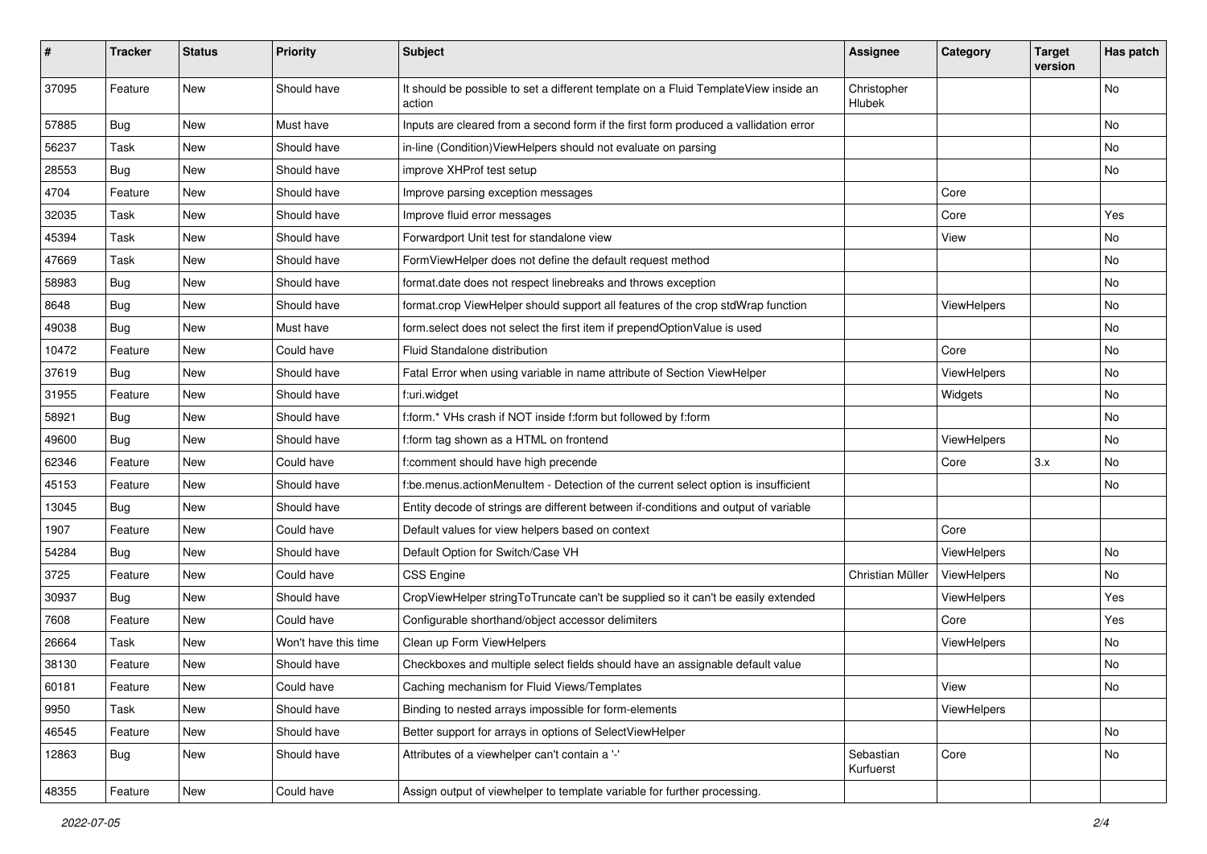| # | Tracker | Status | Priority | Subject | Assignee | Category | Target version | Has patch |
|---|---|---|---|---|---|---|---|---|
| 37095 | Feature | New | Should have | It should be possible to set a different template on a Fluid TemplateView inside an action | Christopher Hlubek | | | No |
| 57885 | Bug | New | Must have | Inputs are cleared from a second form if the first form produced a vallidation error | | | | No |
| 56237 | Task | New | Should have | in-line (Condition)ViewHelpers should not evaluate on parsing | | | | No |
| 28553 | Bug | New | Should have | improve XHProf test setup | | | | No |
| 4704 | Feature | New | Should have | Improve parsing exception messages | | Core | | |
| 32035 | Task | New | Should have | Improve fluid error messages | | Core | | Yes |
| 45394 | Task | New | Should have | Forwardport Unit test for standalone view | | View | | No |
| 47669 | Task | New | Should have | FormViewHelper does not define the default request method | | | | No |
| 58983 | Bug | New | Should have | format.date does not respect linebreaks and throws exception | | | | No |
| 8648 | Bug | New | Should have | format.crop ViewHelper should support all features of the crop stdWrap function | | ViewHelpers | | No |
| 49038 | Bug | New | Must have | form.select does not select the first item if prependOptionValue is used | | | | No |
| 10472 | Feature | New | Could have | Fluid Standalone distribution | | Core | | No |
| 37619 | Bug | New | Should have | Fatal Error when using variable in name attribute of Section ViewHelper | | ViewHelpers | | No |
| 31955 | Feature | New | Should have | f:uri.widget | | Widgets | | No |
| 58921 | Bug | New | Should have | f:form.* VHs crash if NOT inside f:form but followed by f:form | | | | No |
| 49600 | Bug | New | Should have | f:form tag shown as a HTML on frontend | | ViewHelpers | | No |
| 62346 | Feature | New | Could have | f:comment should have high precende | | Core | 3.x | No |
| 45153 | Feature | New | Should have | f:be.menus.actionMenuItem - Detection of the current select option is insufficient | | | | No |
| 13045 | Bug | New | Should have | Entity decode of strings are different between if-conditions and output of variable | | | | |
| 1907 | Feature | New | Could have | Default values for view helpers based on context | | Core | | |
| 54284 | Bug | New | Should have | Default Option for Switch/Case VH | | ViewHelpers | | No |
| 3725 | Feature | New | Could have | CSS Engine | Christian Müller | ViewHelpers | | No |
| 30937 | Bug | New | Should have | CropViewHelper stringToTruncate can't be supplied so it can't be easily extended | | ViewHelpers | | Yes |
| 7608 | Feature | New | Could have | Configurable shorthand/object accessor delimiters | | Core | | Yes |
| 26664 | Task | New | Won't have this time | Clean up Form ViewHelpers | | ViewHelpers | | No |
| 38130 | Feature | New | Should have | Checkboxes and multiple select fields should have an assignable default value | | | | No |
| 60181 | Feature | New | Could have | Caching mechanism for Fluid Views/Templates | | View | | No |
| 9950 | Task | New | Should have | Binding to nested arrays impossible for form-elements | | ViewHelpers | | |
| 46545 | Feature | New | Should have | Better support for arrays in options of SelectViewHelper | | | | No |
| 12863 | Bug | New | Should have | Attributes of a viewhelper can't contain a '-' | Sebastian Kurfuerst | Core | | No |
| 48355 | Feature | New | Could have | Assign output of viewhelper to template variable for further processing. | | | | |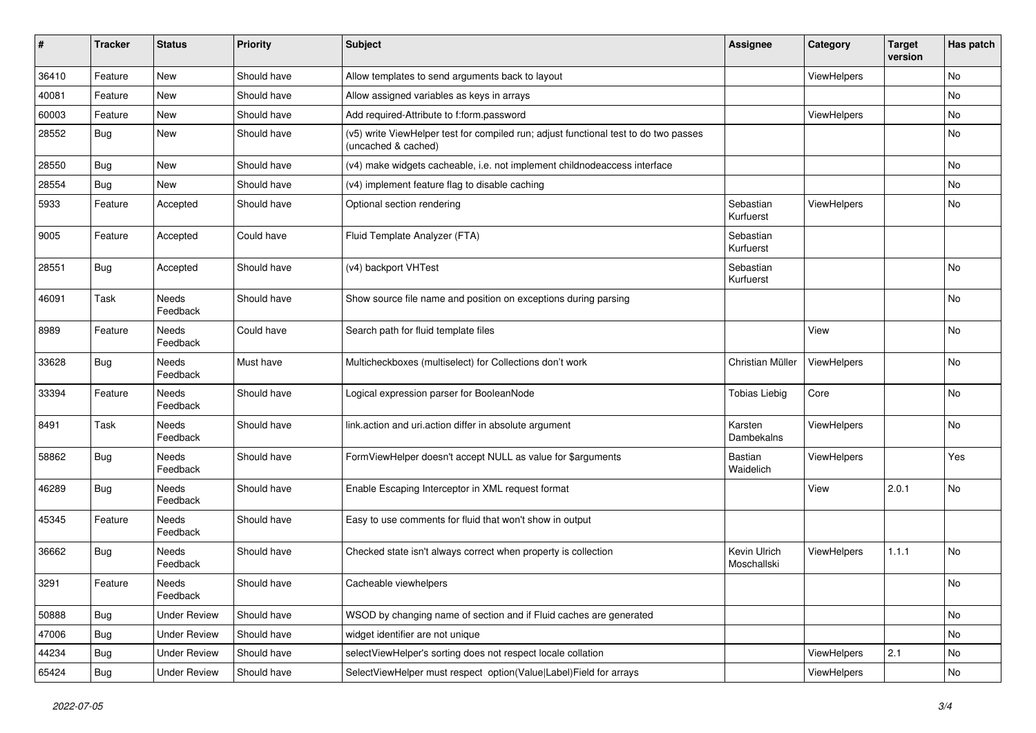| # | Tracker | Status | Priority | Subject | Assignee | Category | Target version | Has patch |
|---|---|---|---|---|---|---|---|---|
| 36410 | Feature | New | Should have | Allow templates to send arguments back to layout | | ViewHelpers | | No |
| 40081 | Feature | New | Should have | Allow assigned variables as keys in arrays | | | | No |
| 60003 | Feature | New | Should have | Add required-Attribute to f:form.password | | ViewHelpers | | No |
| 28552 | Bug | New | Should have | (v5) write ViewHelper test for compiled run; adjust functional test to do two passes (uncached & cached) | | | | No |
| 28550 | Bug | New | Should have | (v4) make widgets cacheable, i.e. not implement childnodeaccess interface | | | | No |
| 28554 | Bug | New | Should have | (v4) implement feature flag to disable caching | | | | No |
| 5933 | Feature | Accepted | Should have | Optional section rendering | Sebastian Kurfuerst | ViewHelpers | | No |
| 9005 | Feature | Accepted | Could have | Fluid Template Analyzer (FTA) | Sebastian Kurfuerst | | | |
| 28551 | Bug | Accepted | Should have | (v4) backport VHTest | Sebastian Kurfuerst | | | No |
| 46091 | Task | Needs Feedback | Should have | Show source file name and position on exceptions during parsing | | | | No |
| 8989 | Feature | Needs Feedback | Could have | Search path for fluid template files | | View | | No |
| 33628 | Bug | Needs Feedback | Must have | Multicheckboxes (multiselect) for Collections don't work | Christian Müller | ViewHelpers | | No |
| 33394 | Feature | Needs Feedback | Should have | Logical expression parser for BooleanNode | Tobias Liebig | Core | | No |
| 8491 | Task | Needs Feedback | Should have | link.action and uri.action differ in absolute argument | Karsten Dambekalns | ViewHelpers | | No |
| 58862 | Bug | Needs Feedback | Should have | FormViewHelper doesn't accept NULL as value for $arguments | Bastian Waidelich | ViewHelpers | | Yes |
| 46289 | Bug | Needs Feedback | Should have | Enable Escaping Interceptor in XML request format | | View | 2.0.1 | No |
| 45345 | Feature | Needs Feedback | Should have | Easy to use comments for fluid that won't show in output | | | | |
| 36662 | Bug | Needs Feedback | Should have | Checked state isn't always correct when property is collection | Kevin Ulrich Moschallski | ViewHelpers | 1.1.1 | No |
| 3291 | Feature | Needs Feedback | Should have | Cacheable viewhelpers | | | | No |
| 50888 | Bug | Under Review | Should have | WSOD by changing name of section and if Fluid caches are generated | | | | No |
| 47006 | Bug | Under Review | Should have | widget identifier are not unique | | | | No |
| 44234 | Bug | Under Review | Should have | selectViewHelper's sorting does not respect locale collation | | ViewHelpers | 2.1 | No |
| 65424 | Bug | Under Review | Should have | SelectViewHelper must respect option(Value\|Label)Field for arrays | | ViewHelpers | | No |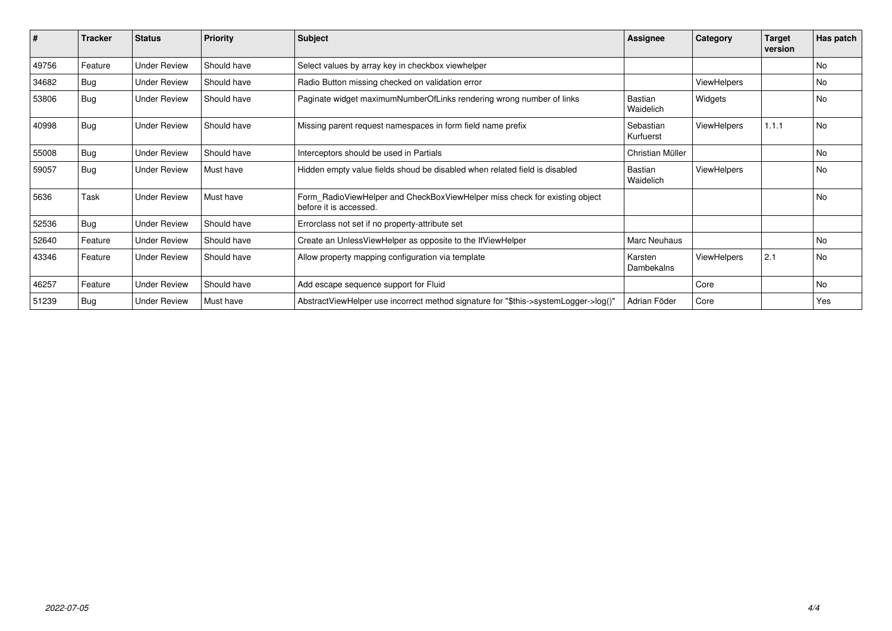| # | Tracker | Status | Priority | Subject | Assignee | Category | Target version | Has patch |
|---|---|---|---|---|---|---|---|---|
| 49756 | Feature | Under Review | Should have | Select values by array key in checkbox viewhelper | | | | No |
| 34682 | Bug | Under Review | Should have | Radio Button missing checked on validation error | | ViewHelpers | | No |
| 53806 | Bug | Under Review | Should have | Paginate widget maximumNumberOfLinks rendering wrong number of links | Bastian Waidelich | Widgets | | No |
| 40998 | Bug | Under Review | Should have | Missing parent request namespaces in form field name prefix | Sebastian Kurfuerst | ViewHelpers | 1.1.1 | No |
| 55008 | Bug | Under Review | Should have | Interceptors should be used in Partials | Christian Müller | | | No |
| 59057 | Bug | Under Review | Must have | Hidden empty value fields shoud be disabled when related field is disabled | Bastian Waidelich | ViewHelpers | | No |
| 5636 | Task | Under Review | Must have | Form_RadioViewHelper and CheckBoxViewHelper miss check for existing object before it is accessed. | | | | No |
| 52536 | Bug | Under Review | Should have | Errorclass not set if no property-attribute set | | | | |
| 52640 | Feature | Under Review | Should have | Create an UnlessViewHelper as opposite to the IfViewHelper | Marc Neuhaus | | | No |
| 43346 | Feature | Under Review | Should have | Allow property mapping configuration via template | Karsten Dambekalns | ViewHelpers | 2.1 | No |
| 46257 | Feature | Under Review | Should have | Add escape sequence support for Fluid | | Core | | No |
| 51239 | Bug | Under Review | Must have | AbstractViewHelper use incorrect method signature for "$this->systemLogger->log()" | Adrian Föder | Core | | Yes |

*2022-07-05*